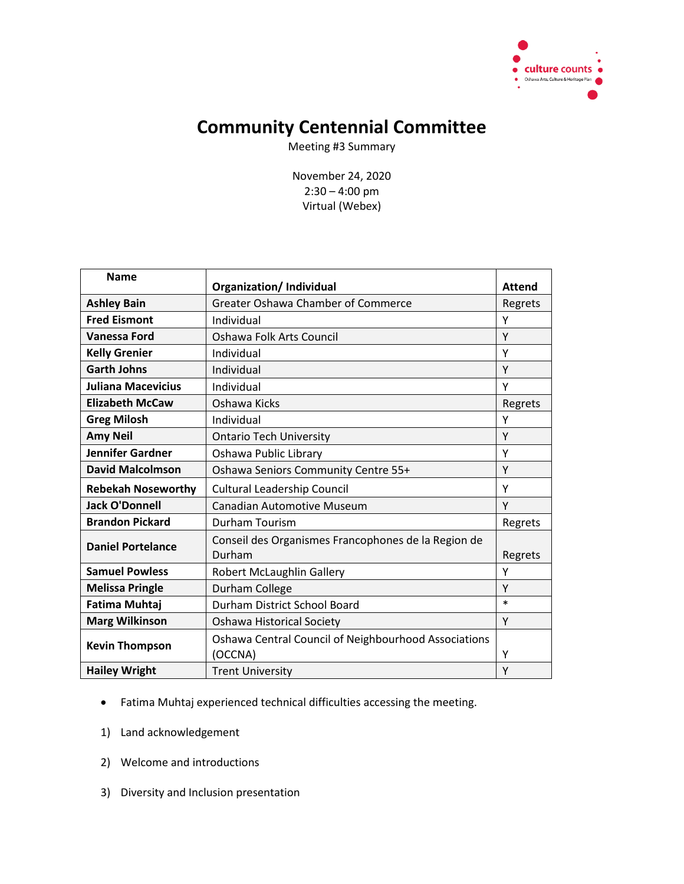# Community Centennial Committee

Meeting #3 Summary

November 24, 2020
2:30 – 4:00 pm
Virtual (Webex)

| Name | Organization/ Individual | Attend |
|---|---|---|
| **Ashley Bain** | Greater Oshawa Chamber of Commerce | Regrets |
| **Fred Eismont** | Individual | Y |
| **Vanessa Ford** | Oshawa Folk Arts Council | Y |
| **Kelly Grenier** | Individual | Y |
| **Garth Johns** | Individual | Y |
| **Juliana Macevicius** | Individual | Y |
| **Elizabeth McCaw** | Oshawa Kicks | Regrets |
| **Greg Milosh** | Individual | Y |
| **Amy Neil** | Ontario Tech University | Y |
| **Jennifer Gardner** | Oshawa Public Library | Y |
| **David Malcolmson** | Oshawa Seniors Community Centre 55+ | Y |
| **Rebekah Noseworthy** | Cultural Leadership Council | Y |
| **Jack O'Donnell** | Canadian Automotive Museum | Y |
| **Brandon Pickard** | Durham Tourism | Regrets |
| **Daniel Portelance** | Conseil des Organismes Francophones de la Region de Durham | Regrets |
| **Samuel Powless** | Robert McLaughlin Gallery | Y |
| **Melissa Pringle** | Durham College | Y |
| **Fatima Muhtaj** | Durham District School Board | * |
| **Marg Wilkinson** | Oshawa Historical Society | Y |
| **Kevin Thompson** | Oshawa Central Council of Neighbourhood Associations (OCCNA) | Y |
| **Hailey Wright** | Trent University | Y |

- Fatima Muhtaj experienced technical difficulties accessing the meeting.

1) Land acknowledgement

2) Welcome and introductions

3) Diversity and Inclusion presentation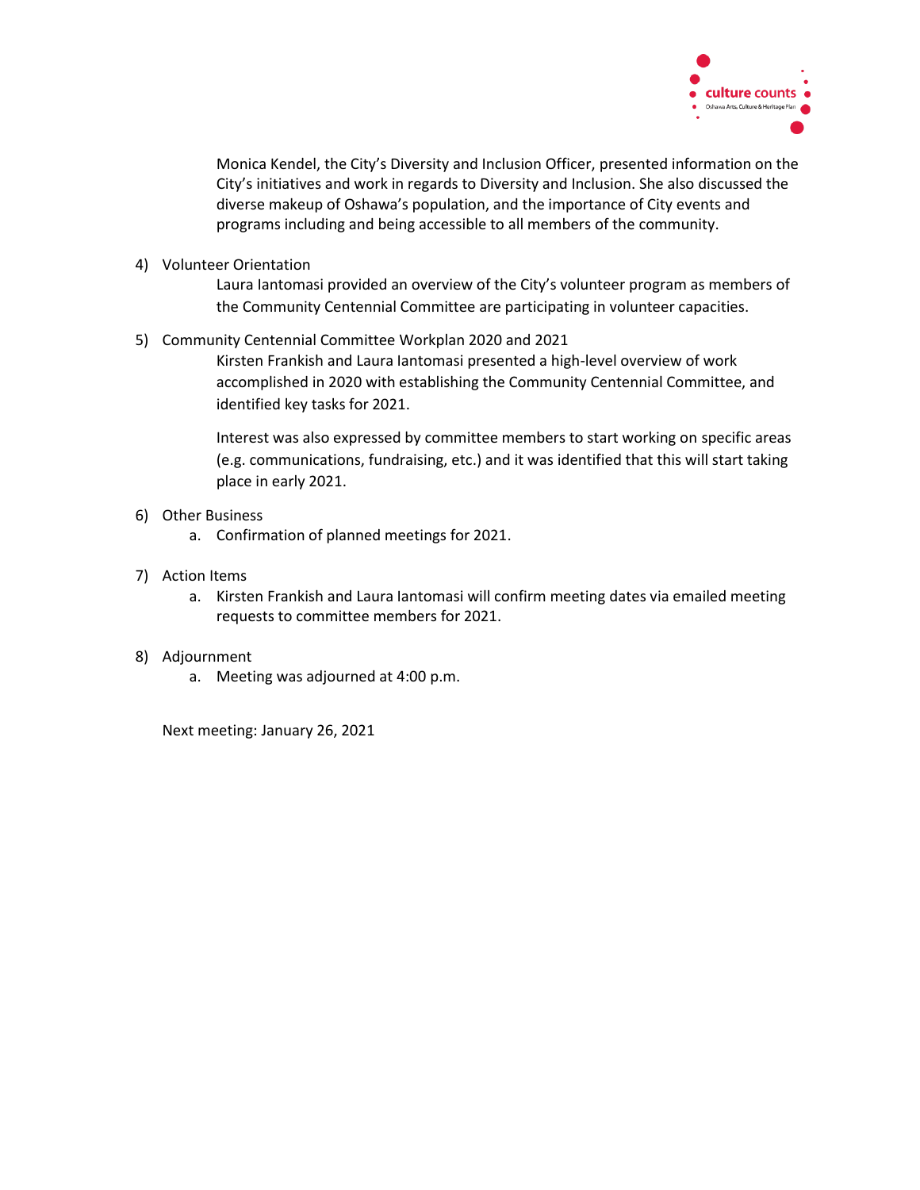Monica Kendel, the City's Diversity and Inclusion Officer, presented information on the City's initiatives and work in regards to Diversity and Inclusion. She also discussed the diverse makeup of Oshawa's population, and the importance of City events and programs including and being accessible to all members of the community.

4) Volunteer Orientation

   Laura Iantomasi provided an overview of the City's volunteer program as members of the Community Centennial Committee are participating in volunteer capacities.

5) Community Centennial Committee Workplan 2020 and 2021

   Kirsten Frankish and Laura Iantomasi presented a high-level overview of work accomplished in 2020 with establishing the Community Centennial Committee, and identified key tasks for 2021.

   Interest was also expressed by committee members to start working on specific areas (e.g. communications, fundraising, etc.) and it was identified that this will start taking place in early 2021.

6) Other Business
   a. Confirmation of planned meetings for 2021.

7) Action Items
   a. Kirsten Frankish and Laura Iantomasi will confirm meeting dates via emailed meeting requests to committee members for 2021.

8) Adjournment
   a. Meeting was adjourned at 4:00 p.m.

Next meeting: January 26, 2021